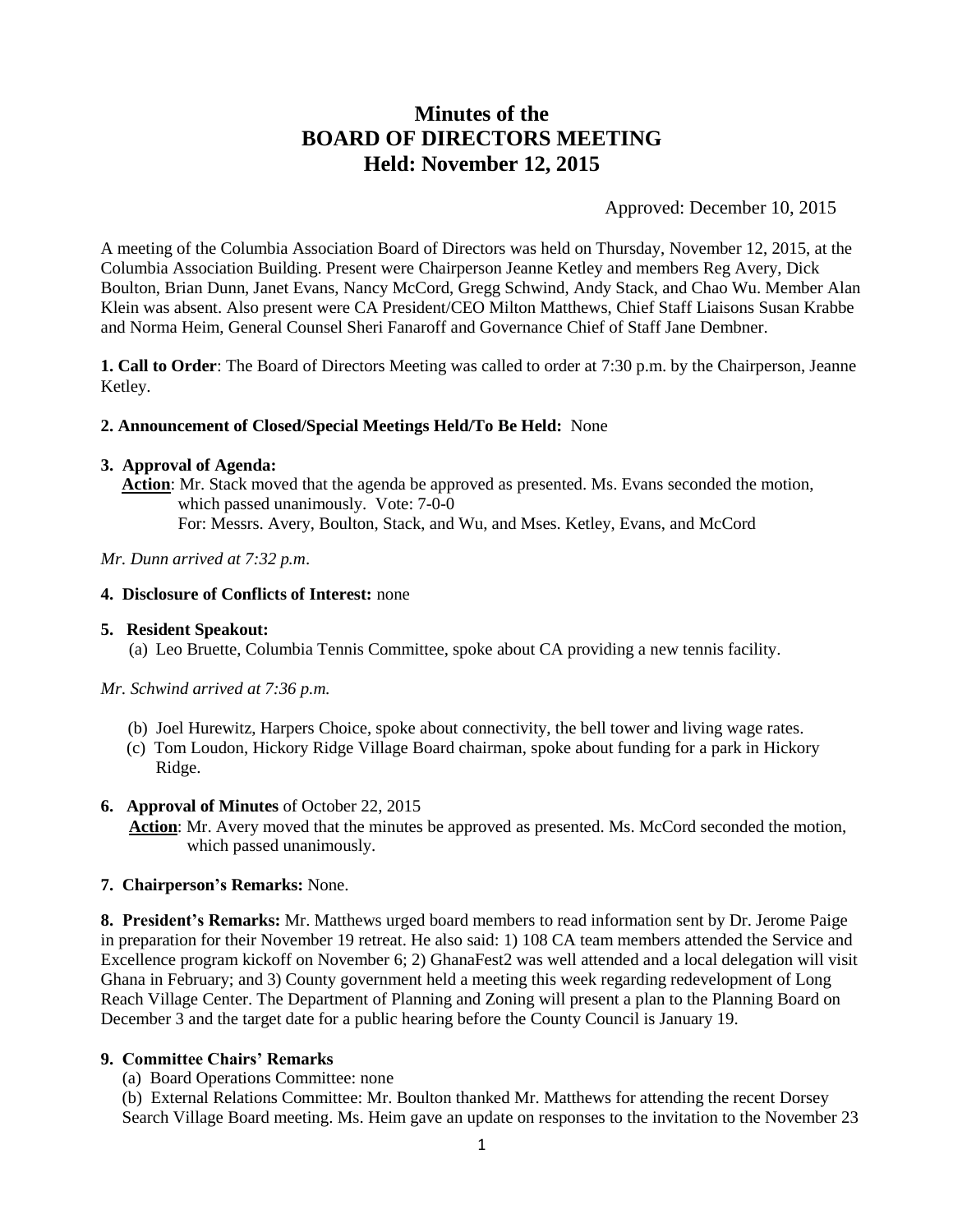# Minutes of the BOARD OF DIRECTORS MEETING Held: November 12, 2015

Approved: December 10, 2015

A meeting of the Columbia Association Board of Directors was held on Thursday, November 12, 2015, at the Columbia Association Building. Present were Chairperson Jeanne Ketley and members Reg Avery, Dick Boulton, Brian Dunn, Janet Evans, Nancy McCord, Gregg Schwind, Andy Stack, and Chao Wu. Member Alan Klein was absent. Also present were CA President/CEO Milton Matthews, Chief Staff Liaisons Susan Krabbe and Norma Heim, General Counsel Sheri Fanaroff and Governance Chief of Staff Jane Dembner.

**1. Call to Order**: The Board of Directors Meeting was called to order at 7:30 p.m. by the Chairperson, Jeanne Ketley.

**2. Announcement of Closed/Special Meetings Held/To Be Held:** None

**3. Approval of Agenda:**

**Action**: Mr. Stack moved that the agenda be approved as presented. Ms. Evans seconded the motion, which passed unanimously. Vote: 7-0-0
For: Messrs. Avery, Boulton, Stack, and Wu, and Mses. Ketley, Evans, and McCord

*Mr. Dunn arrived at 7:32 p.m.*

**4. Disclosure of Conflicts of Interest:** none

**5. Resident Speakout:**

(a) Leo Bruette, Columbia Tennis Committee, spoke about CA providing a new tennis facility.

*Mr. Schwind arrived at 7:36 p.m.*

(b) Joel Hurewitz, Harpers Choice, spoke about connectivity, the bell tower and living wage rates.
(c) Tom Loudon, Hickory Ridge Village Board chairman, spoke about funding for a park in Hickory Ridge.

**6. Approval of Minutes** of October 22, 2015

**Action**: Mr. Avery moved that the minutes be approved as presented. Ms. McCord seconded the motion, which passed unanimously.

**7. Chairperson's Remarks:** None.

**8. President's Remarks:** Mr. Matthews urged board members to read information sent by Dr. Jerome Paige in preparation for their November 19 retreat. He also said: 1) 108 CA team members attended the Service and Excellence program kickoff on November 6; 2) GhanaFest2 was well attended and a local delegation will visit Ghana in February; and 3) County government held a meeting this week regarding redevelopment of Long Reach Village Center. The Department of Planning and Zoning will present a plan to the Planning Board on December 3 and the target date for a public hearing before the County Council is January 19.

**9. Committee Chairs' Remarks**

(a) Board Operations Committee: none

(b) External Relations Committee: Mr. Boulton thanked Mr. Matthews for attending the recent Dorsey Search Village Board meeting. Ms. Heim gave an update on responses to the invitation to the November 23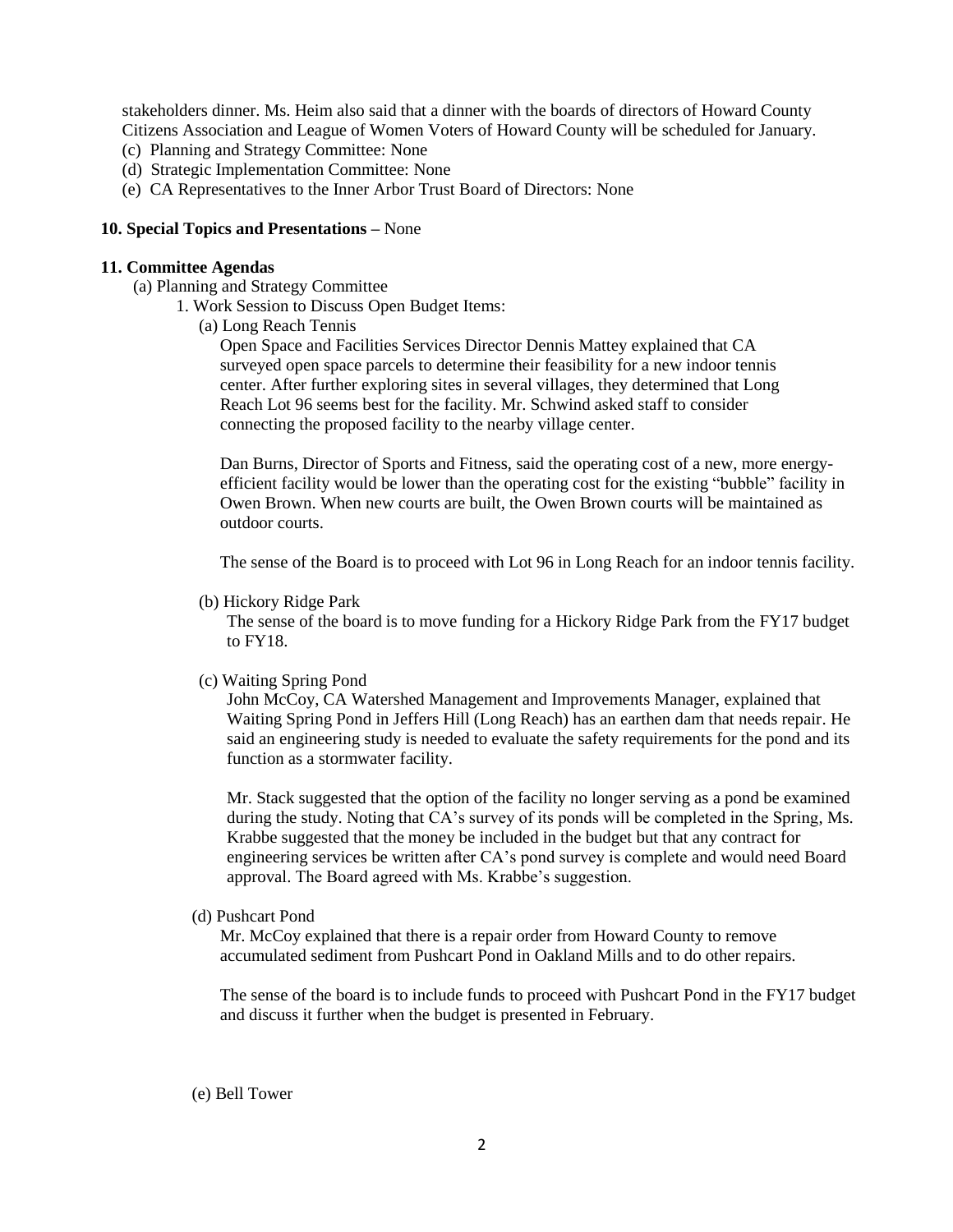stakeholders dinner. Ms. Heim also said that a dinner with the boards of directors of Howard County Citizens Association and League of Women Voters of Howard County will be scheduled for January.

(c) Planning and Strategy Committee: None

(d) Strategic Implementation Committee: None

(e) CA Representatives to the Inner Arbor Trust Board of Directors: None

**10. Special Topics and Presentations –** None

**11. Committee Agendas**

(a) Planning and Strategy Committee

1. Work Session to Discuss Open Budget Items:

(a) Long Reach Tennis

Open Space and Facilities Services Director Dennis Mattey explained that CA surveyed open space parcels to determine their feasibility for a new indoor tennis center. After further exploring sites in several villages, they determined that Long Reach Lot 96 seems best for the facility. Mr. Schwind asked staff to consider connecting the proposed facility to the nearby village center.

Dan Burns, Director of Sports and Fitness, said the operating cost of a new, more energy-efficient facility would be lower than the operating cost for the existing "bubble" facility in Owen Brown. When new courts are built, the Owen Brown courts will be maintained as outdoor courts.

The sense of the Board is to proceed with Lot 96 in Long Reach for an indoor tennis facility.

(b) Hickory Ridge Park

The sense of the board is to move funding for a Hickory Ridge Park from the FY17 budget to FY18.

(c) Waiting Spring Pond

John McCoy, CA Watershed Management and Improvements Manager, explained that Waiting Spring Pond in Jeffers Hill (Long Reach) has an earthen dam that needs repair. He said an engineering study is needed to evaluate the safety requirements for the pond and its function as a stormwater facility.

Mr. Stack suggested that the option of the facility no longer serving as a pond be examined during the study. Noting that CA's survey of its ponds will be completed in the Spring, Ms. Krabbe suggested that the money be included in the budget but that any contract for engineering services be written after CA's pond survey is complete and would need Board approval. The Board agreed with Ms. Krabbe's suggestion.

(d) Pushcart Pond

Mr. McCoy explained that there is a repair order from Howard County to remove accumulated sediment from Pushcart Pond in Oakland Mills and to do other repairs.

The sense of the board is to include funds to proceed with Pushcart Pond in the FY17 budget and discuss it further when the budget is presented in February.

(e) Bell Tower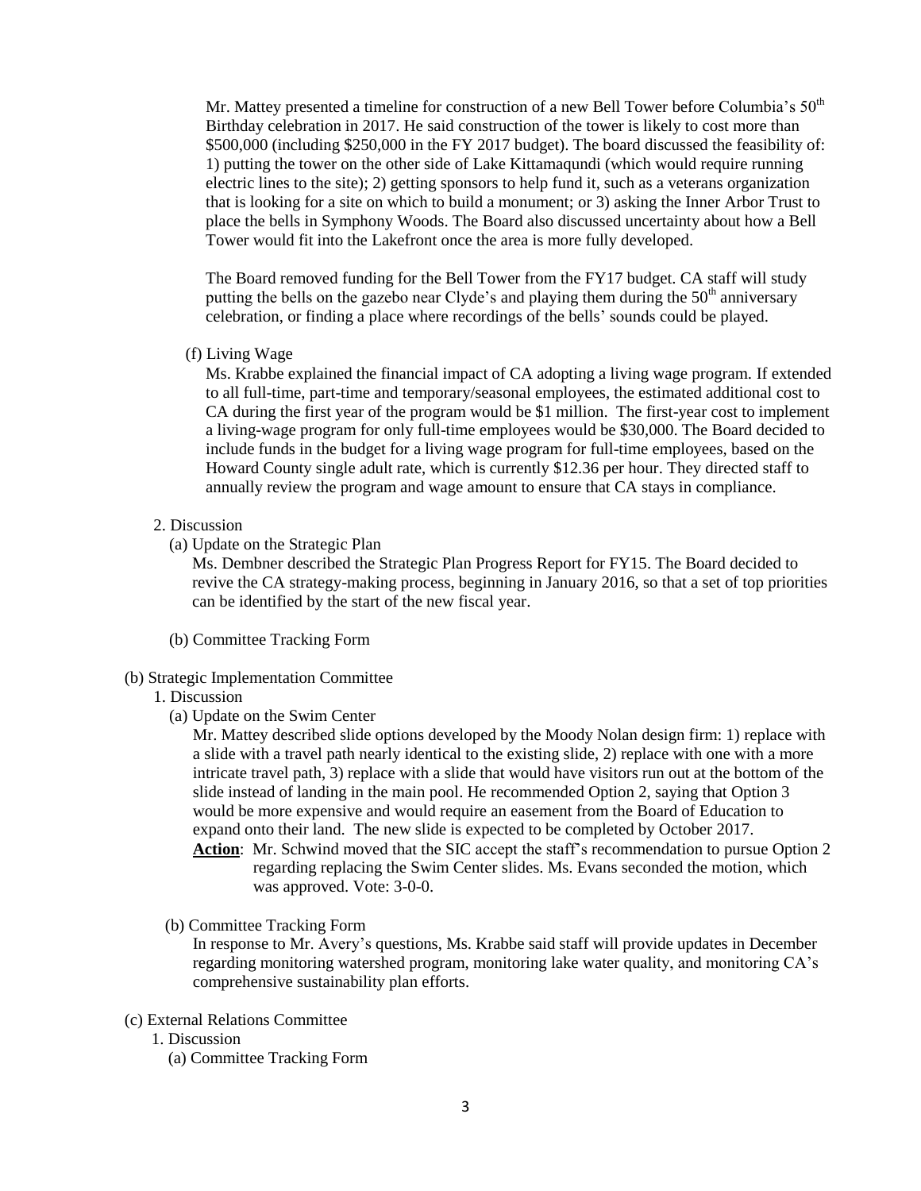Mr. Mattey presented a timeline for construction of a new Bell Tower before Columbia's 50th Birthday celebration in 2017. He said construction of the tower is likely to cost more than $500,000 (including $250,000 in the FY 2017 budget). The board discussed the feasibility of: 1) putting the tower on the other side of Lake Kittamaqundi (which would require running electric lines to the site); 2) getting sponsors to help fund it, such as a veterans organization that is looking for a site on which to build a monument; or 3) asking the Inner Arbor Trust to place the bells in Symphony Woods. The Board also discussed uncertainty about how a Bell Tower would fit into the Lakefront once the area is more fully developed.

The Board removed funding for the Bell Tower from the FY17 budget. CA staff will study putting the bells on the gazebo near Clyde's and playing them during the 50th anniversary celebration, or finding a place where recordings of the bells' sounds could be played.

(f) Living Wage

Ms. Krabbe explained the financial impact of CA adopting a living wage program. If extended to all full-time, part-time and temporary/seasonal employees, the estimated additional cost to CA during the first year of the program would be $1 million. The first-year cost to implement a living-wage program for only full-time employees would be $30,000. The Board decided to include funds in the budget for a living wage program for full-time employees, based on the Howard County single adult rate, which is currently $12.36 per hour. They directed staff to annually review the program and wage amount to ensure that CA stays in compliance.

2. Discussion

(a) Update on the Strategic Plan

Ms. Dembner described the Strategic Plan Progress Report for FY15. The Board decided to revive the CA strategy-making process, beginning in January 2016, so that a set of top priorities can be identified by the start of the new fiscal year.

(b) Committee Tracking Form

(b) Strategic Implementation Committee

1. Discussion

(a) Update on the Swim Center

Mr. Mattey described slide options developed by the Moody Nolan design firm: 1) replace with a slide with a travel path nearly identical to the existing slide, 2) replace with one with a more intricate travel path, 3) replace with a slide that would have visitors run out at the bottom of the slide instead of landing in the main pool. He recommended Option 2, saying that Option 3 would be more expensive and would require an easement from the Board of Education to expand onto their land. The new slide is expected to be completed by October 2017.

**Action**: Mr. Schwind moved that the SIC accept the staff's recommendation to pursue Option 2 regarding replacing the Swim Center slides. Ms. Evans seconded the motion, which was approved. Vote: 3-0-0.

(b) Committee Tracking Form

In response to Mr. Avery's questions, Ms. Krabbe said staff will provide updates in December regarding monitoring watershed program, monitoring lake water quality, and monitoring CA's comprehensive sustainability plan efforts.

(c) External Relations Committee

1. Discussion

(a) Committee Tracking Form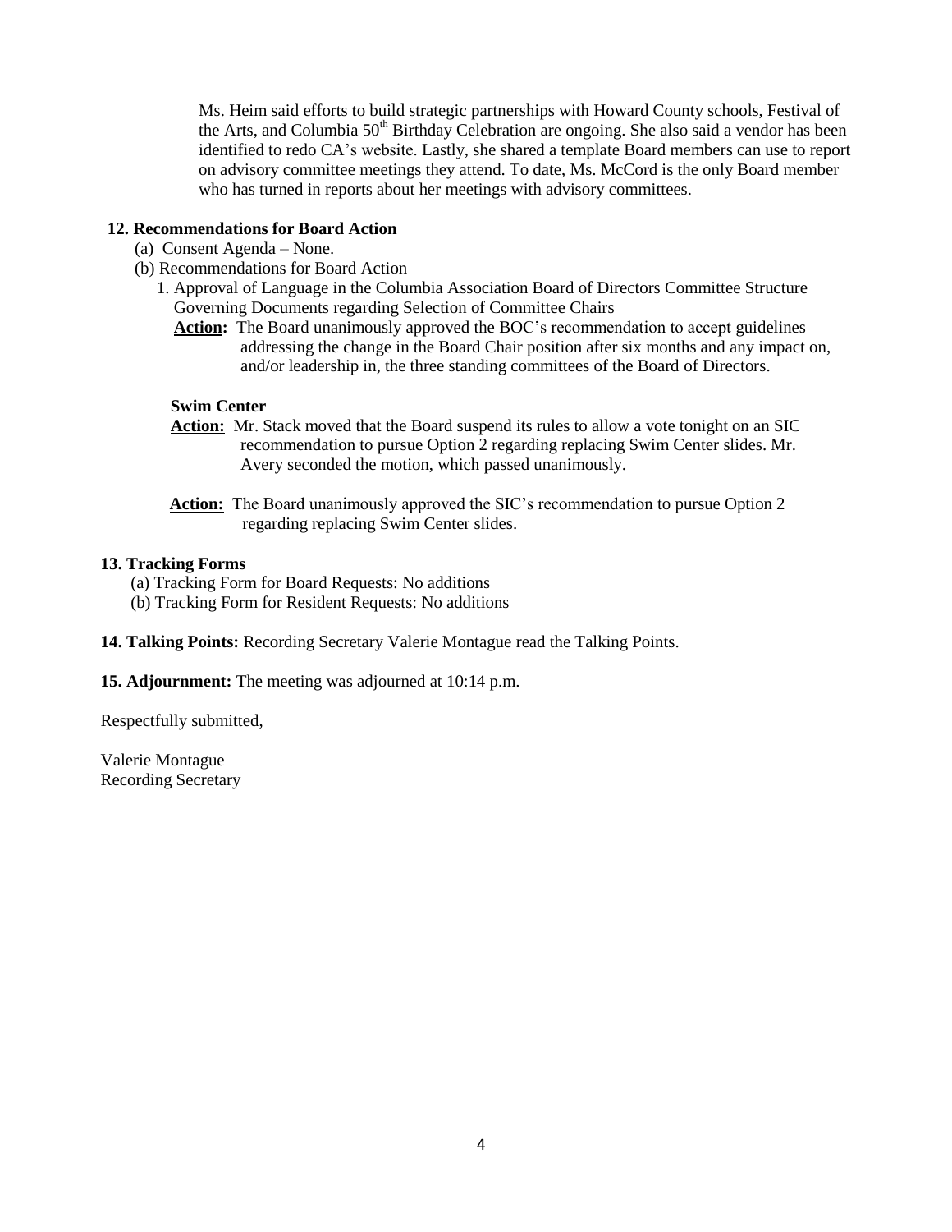Ms. Heim said efforts to build strategic partnerships with Howard County schools, Festival of the Arts, and Columbia 50th Birthday Celebration are ongoing. She also said a vendor has been identified to redo CA's website. Lastly, she shared a template Board members can use to report on advisory committee meetings they attend. To date, Ms. McCord is the only Board member who has turned in reports about her meetings with advisory committees.

**12. Recommendations for Board Action**

(a) Consent Agenda – None.

(b) Recommendations for Board Action

1. Approval of Language in the Columbia Association Board of Directors Committee Structure Governing Documents regarding Selection of Committee Chairs

   **Action:** The Board unanimously approved the BOC's recommendation to accept guidelines addressing the change in the Board Chair position after six months and any impact on, and/or leadership in, the three standing committees of the Board of Directors.

**Swim Center**

**Action:** Mr. Stack moved that the Board suspend its rules to allow a vote tonight on an SIC recommendation to pursue Option 2 regarding replacing Swim Center slides. Mr. Avery seconded the motion, which passed unanimously.

**Action:** The Board unanimously approved the SIC's recommendation to pursue Option 2 regarding replacing Swim Center slides.

**13. Tracking Forms**

(a) Tracking Form for Board Requests: No additions

(b) Tracking Form for Resident Requests: No additions

**14. Talking Points:** Recording Secretary Valerie Montague read the Talking Points.

**15. Adjournment:** The meeting was adjourned at 10:14 p.m.

Respectfully submitted,

Valerie Montague
Recording Secretary